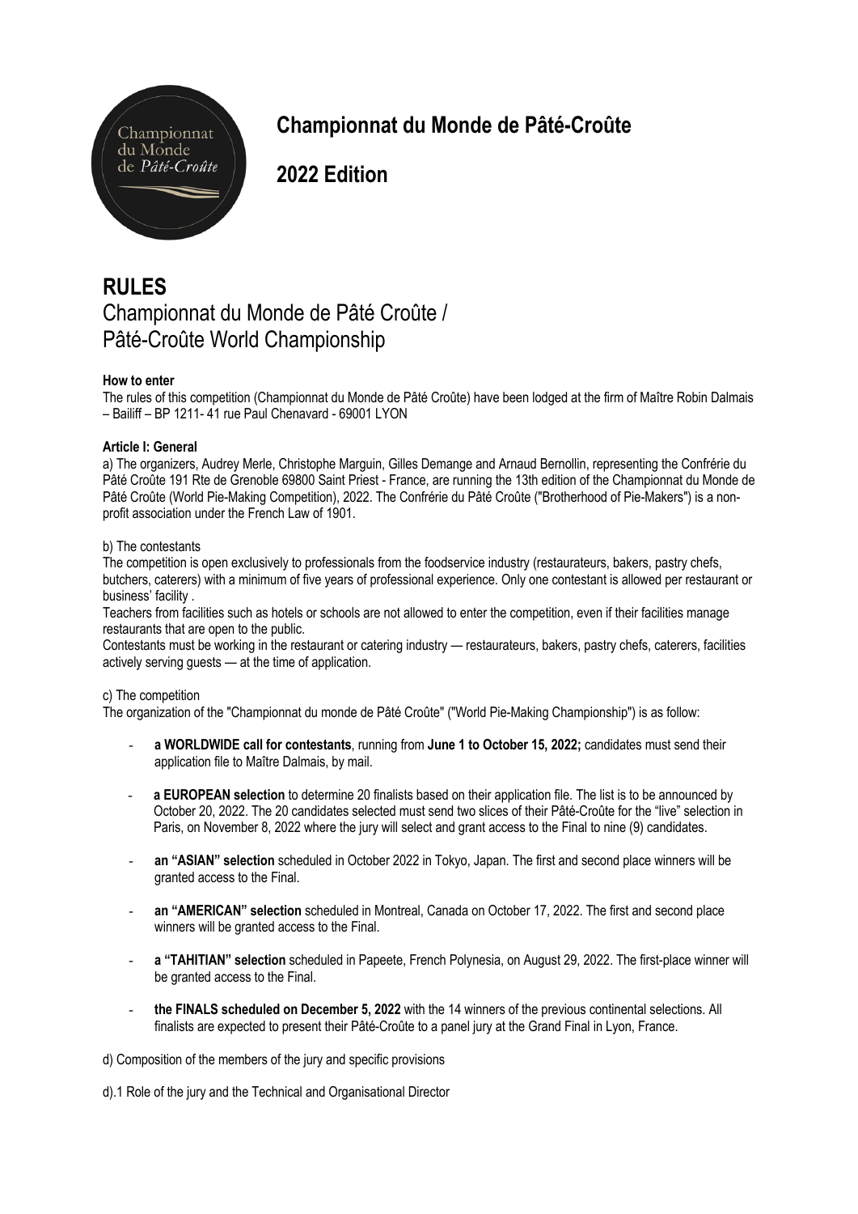# Championnat du Monde de Pâté-Croûte

# 2022 Edition

# RULES

## Championnat du Monde de Pâté Croûte / Pâté-Croûte World Championship

**How to enter**

The rules of this competition (Championnat du Monde de Pâté Croûte) have been lodged at the firm of Maître Robin Dalmais – Bailiff – BP 1211- 41 rue Paul Chenavard - 69001 LYON

**Article I: General**

a) The organizers, Audrey Merle, Christophe Marguin, Gilles Demange and Arnaud Bernollin, representing the Confrérie du Pâté Croûte 191 Rte de Grenoble 69800 Saint Priest - France, are running the 13th edition of the Championnat du Monde de Pâté Croûte (World Pie-Making Competition), 2022. The Confrérie du Pâté Croûte ("Brotherhood of Pie-Makers") is a non-profit association under the French Law of 1901.

b) The contestants

The competition is open exclusively to professionals from the foodservice industry (restaurateurs, bakers, pastry chefs, butchers, caterers) with a minimum of five years of professional experience. Only one contestant is allowed per restaurant or business' facility .

Teachers from facilities such as hotels or schools are not allowed to enter the competition, even if their facilities manage restaurants that are open to the public.

Contestants must be working in the restaurant or catering industry — restaurateurs, bakers, pastry chefs, caterers, facilities actively serving guests — at the time of application.

c) The competition

The organization of the "Championnat du monde de Pâté Croûte" ("World Pie-Making Championship") is as follow:

- **a WORLDWIDE call for contestants**, running from **June 1 to October 15, 2022;** candidates must send their application file to Maître Dalmais, by mail.
- **a EUROPEAN selection** to determine 20 finalists based on their application file. The list is to be announced by October 20, 2022. The 20 candidates selected must send two slices of their Pâté-Croûte for the "live" selection in Paris, on November 8, 2022 where the jury will select and grant access to the Final to nine (9) candidates.
- **an "ASIAN" selection** scheduled in October 2022 in Tokyo, Japan. The first and second place winners will be granted access to the Final.
- **an "AMERICAN" selection** scheduled in Montreal, Canada on October 17, 2022. The first and second place winners will be granted access to the Final.
- **a "TAHITIAN" selection** scheduled in Papeete, French Polynesia, on August 29, 2022. The first-place winner will be granted access to the Final.
- **the FINALS scheduled on December 5, 2022** with the 14 winners of the previous continental selections. All finalists are expected to present their Pâté-Croûte to a panel jury at the Grand Final in Lyon, France.

d) Composition of the members of the jury and specific provisions

d).1 Role of the jury and the Technical and Organisational Director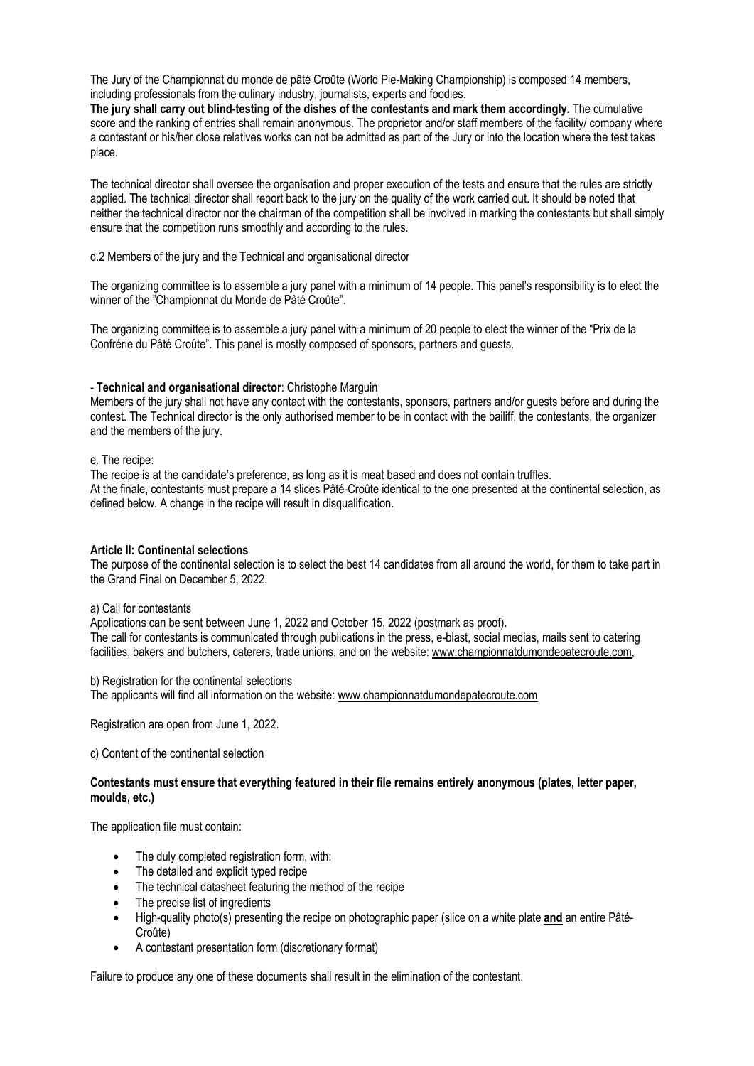The Jury of the Championnat du monde de pâté Croûte (World Pie-Making Championship) is composed 14 members, including professionals from the culinary industry, journalists, experts and foodies.

**The jury shall carry out blind-testing of the dishes of the contestants and mark them accordingly.** The cumulative score and the ranking of entries shall remain anonymous. The proprietor and/or staff members of the facility/ company where a contestant or his/her close relatives works can not be admitted as part of the Jury or into the location where the test takes place.

The technical director shall oversee the organisation and proper execution of the tests and ensure that the rules are strictly applied. The technical director shall report back to the jury on the quality of the work carried out. It should be noted that neither the technical director nor the chairman of the competition shall be involved in marking the contestants but shall simply ensure that the competition runs smoothly and according to the rules.

d.2 Members of the jury and the Technical and organisational director

The organizing committee is to assemble a jury panel with a minimum of 14 people. This panel's responsibility is to elect the winner of the "Championnat du Monde de Pâté Croûte".

The organizing committee is to assemble a jury panel with a minimum of 20 people to elect the winner of the "Prix de la Confrérie du Pâté Croûte". This panel is mostly composed of sponsors, partners and guests.

- **Technical and organisational director**: Christophe Marguin

Members of the jury shall not have any contact with the contestants, sponsors, partners and/or guests before and during the contest. The Technical director is the only authorised member to be in contact with the bailiff, the contestants, the organizer and the members of the jury.

e. The recipe:

The recipe is at the candidate's preference, as long as it is meat based and does not contain truffles.

At the finale, contestants must prepare a 14 slices Pâté-Croûte identical to the one presented at the continental selection, as defined below. A change in the recipe will result in disqualification.

**Article II: Continental selections**

The purpose of the continental selection is to select the best 14 candidates from all around the world, for them to take part in the Grand Final on December 5, 2022.

a) Call for contestants

Applications can be sent between June 1, 2022 and October 15, 2022 (postmark as proof).

The call for contestants is communicated through publications in the press, e-blast, social medias, mails sent to catering facilities, bakers and butchers, caterers, trade unions, and on the website: www.championnatdumondepatecroute.com,

b) Registration for the continental selections

The applicants will find all information on the website: www.championnatdumondepatecroute.com

Registration are open from June 1, 2022.

c) Content of the continental selection

**Contestants must ensure that everything featured in their file remains entirely anonymous (plates, letter paper, moulds, etc.)**

The application file must contain:

- The duly completed registration form, with:
- The detailed and explicit typed recipe
- The technical datasheet featuring the method of the recipe
- The precise list of ingredients
- High-quality photo(s) presenting the recipe on photographic paper (slice on a white plate **and** an entire Pâté-Croûte)
- A contestant presentation form (discretionary format)

Failure to produce any one of these documents shall result in the elimination of the contestant.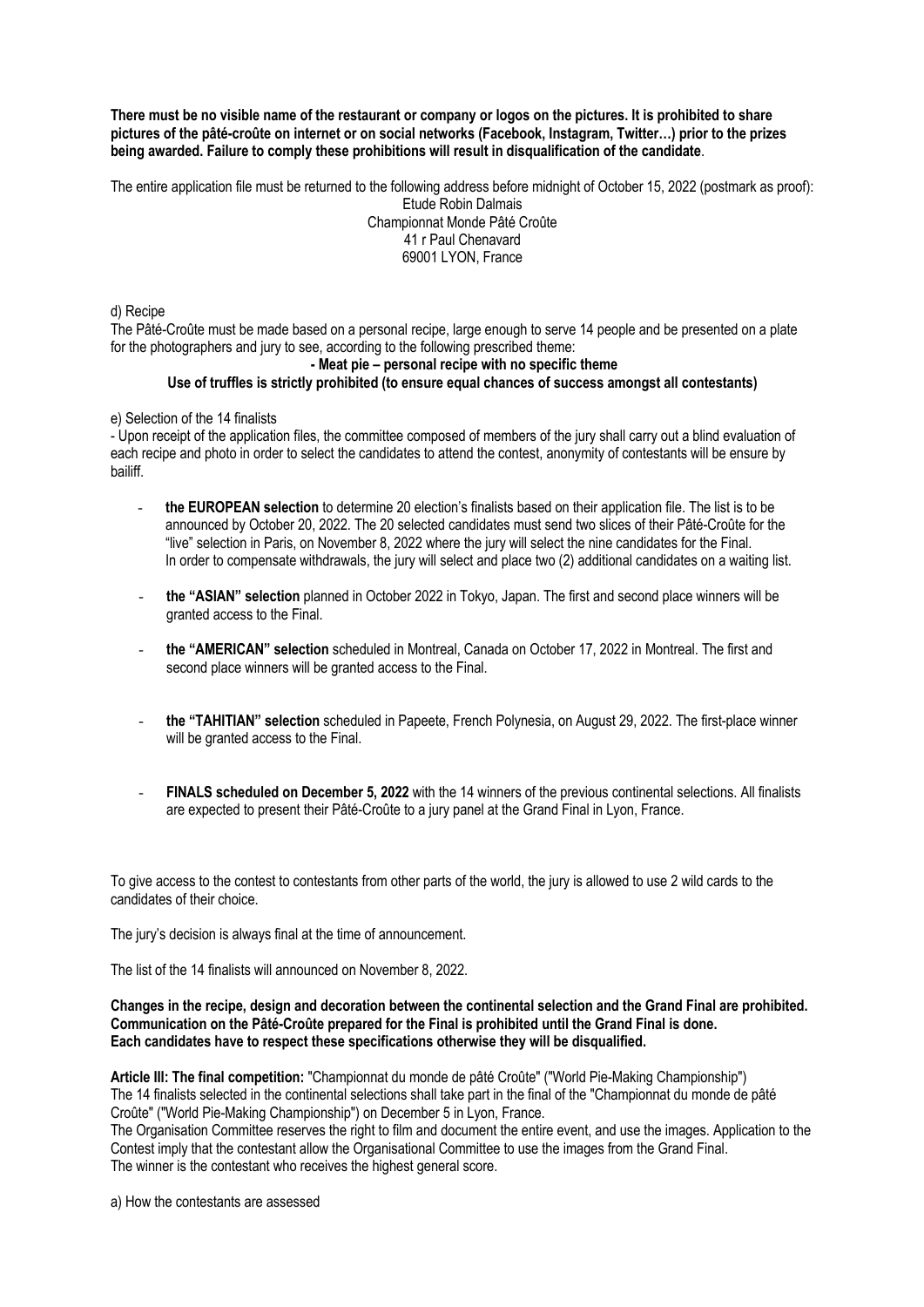**There must be no visible name of the restaurant or company or logos on the pictures. It is prohibited to share pictures of the pâté-croûte on internet or on social networks (Facebook, Instagram, Twitter…) prior to the prizes being awarded. Failure to comply these prohibitions will result in disqualification of the candidate**.

The entire application file must be returned to the following address before midnight of October 15, 2022 (postmark as proof):

Etude Robin Dalmais
Championnat Monde Pâté Croûte
41 r Paul Chenavard
69001 LYON, France

d) Recipe

The Pâté-Croûte must be made based on a personal recipe, large enough to serve 14 people and be presented on a plate for the photographers and jury to see, according to the following prescribed theme:

**- Meat pie – personal recipe with no specific theme**

**Use of truffles is strictly prohibited (to ensure equal chances of success amongst all contestants)**

e) Selection of the 14 finalists

- Upon receipt of the application files, the committee composed of members of the jury shall carry out a blind evaluation of each recipe and photo in order to select the candidates to attend the contest, anonymity of contestants will be ensure by bailiff.

- **the EUROPEAN selection** to determine 20 election's finalists based on their application file. The list is to be announced by October 20, 2022. The 20 selected candidates must send two slices of their Pâté-Croûte for the "live" selection in Paris, on November 8, 2022 where the jury will select the nine candidates for the Final. In order to compensate withdrawals, the jury will select and place two (2) additional candidates on a waiting list.

- **the "ASIAN" selection** planned in October 2022 in Tokyo, Japan. The first and second place winners will be granted access to the Final.

- **the "AMERICAN" selection** scheduled in Montreal, Canada on October 17, 2022 in Montreal. The first and second place winners will be granted access to the Final.

- **the "TAHITIAN" selection** scheduled in Papeete, French Polynesia, on August 29, 2022. The first-place winner will be granted access to the Final.

- **FINALS scheduled on December 5, 2022** with the 14 winners of the previous continental selections. All finalists are expected to present their Pâté-Croûte to a jury panel at the Grand Final in Lyon, France.

To give access to the contest to contestants from other parts of the world, the jury is allowed to use 2 wild cards to the candidates of their choice.

The jury's decision is always final at the time of announcement.

The list of the 14 finalists will announced on November 8, 2022.

**Changes in the recipe, design and decoration between the continental selection and the Grand Final are prohibited. Communication on the Pâté-Croûte prepared for the Final is prohibited until the Grand Final is done. Each candidates have to respect these specifications otherwise they will be disqualified.**

**Article III: The final competition:** "Championnat du monde de pâté Croûte" ("World Pie-Making Championship")

The 14 finalists selected in the continental selections shall take part in the final of the "Championnat du monde de pâté Croûte" ("World Pie-Making Championship") on December 5 in Lyon, France.

The Organisation Committee reserves the right to film and document the entire event, and use the images. Application to the Contest imply that the contestant allow the Organisational Committee to use the images from the Grand Final.

The winner is the contestant who receives the highest general score.

a) How the contestants are assessed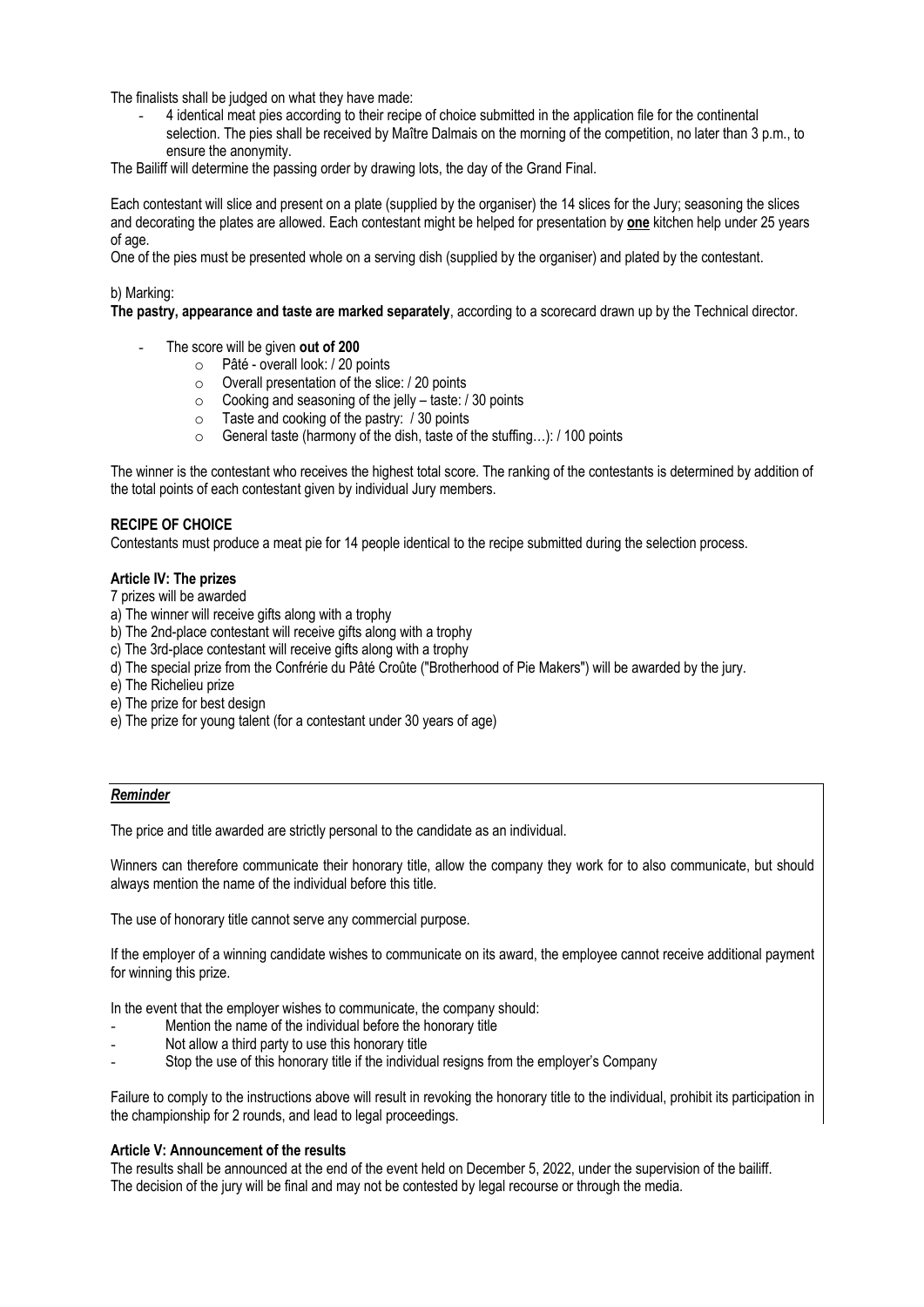The finalists shall be judged on what they have made:

- 4 identical meat pies according to their recipe of choice submitted in the application file for the continental selection. The pies shall be received by Maître Dalmais on the morning of the competition, no later than 3 p.m., to ensure the anonymity.

The Bailiff will determine the passing order by drawing lots, the day of the Grand Final.

Each contestant will slice and present on a plate (supplied by the organiser) the 14 slices for the Jury; seasoning the slices and decorating the plates are allowed. Each contestant might be helped for presentation by **one** kitchen help under 25 years of age.

One of the pies must be presented whole on a serving dish (supplied by the organiser) and plated by the contestant.

b) Marking:

**The pastry, appearance and taste are marked separately**, according to a scorecard drawn up by the Technical director.

- The score will be given **out of 200**
  - Pâté - overall look: / 20 points
  - Overall presentation of the slice: / 20 points
  - Cooking and seasoning of the jelly – taste: / 30 points
  - Taste and cooking of the pastry: / 30 points
  - General taste (harmony of the dish, taste of the stuffing…): / 100 points

The winner is the contestant who receives the highest total score. The ranking of the contestants is determined by addition of the total points of each contestant given by individual Jury members.

**RECIPE OF CHOICE**

Contestants must produce a meat pie for 14 people identical to the recipe submitted during the selection process.

**Article IV: The prizes**

7 prizes will be awarded

a) The winner will receive gifts along with a trophy
b) The 2nd-place contestant will receive gifts along with a trophy
c) The 3rd-place contestant will receive gifts along with a trophy
d) The special prize from the Confrérie du Pâté Croûte ("Brotherhood of Pie Makers") will be awarded by the jury.
e) The Richelieu prize
e) The prize for best design
e) The prize for young talent (for a contestant under 30 years of age)

***Reminder***

The price and title awarded are strictly personal to the candidate as an individual.

Winners can therefore communicate their honorary title, allow the company they work for to also communicate, but should always mention the name of the individual before this title.

The use of honorary title cannot serve any commercial purpose.

If the employer of a winning candidate wishes to communicate on its award, the employee cannot receive additional payment for winning this prize.

In the event that the employer wishes to communicate, the company should:

- Mention the name of the individual before the honorary title
- Not allow a third party to use this honorary title
- Stop the use of this honorary title if the individual resigns from the employer's Company

Failure to comply to the instructions above will result in revoking the honorary title to the individual, prohibit its participation in the championship for 2 rounds, and lead to legal proceedings.

**Article V: Announcement of the results**

The results shall be announced at the end of the event held on December 5, 2022, under the supervision of the bailiff. The decision of the jury will be final and may not be contested by legal recourse or through the media.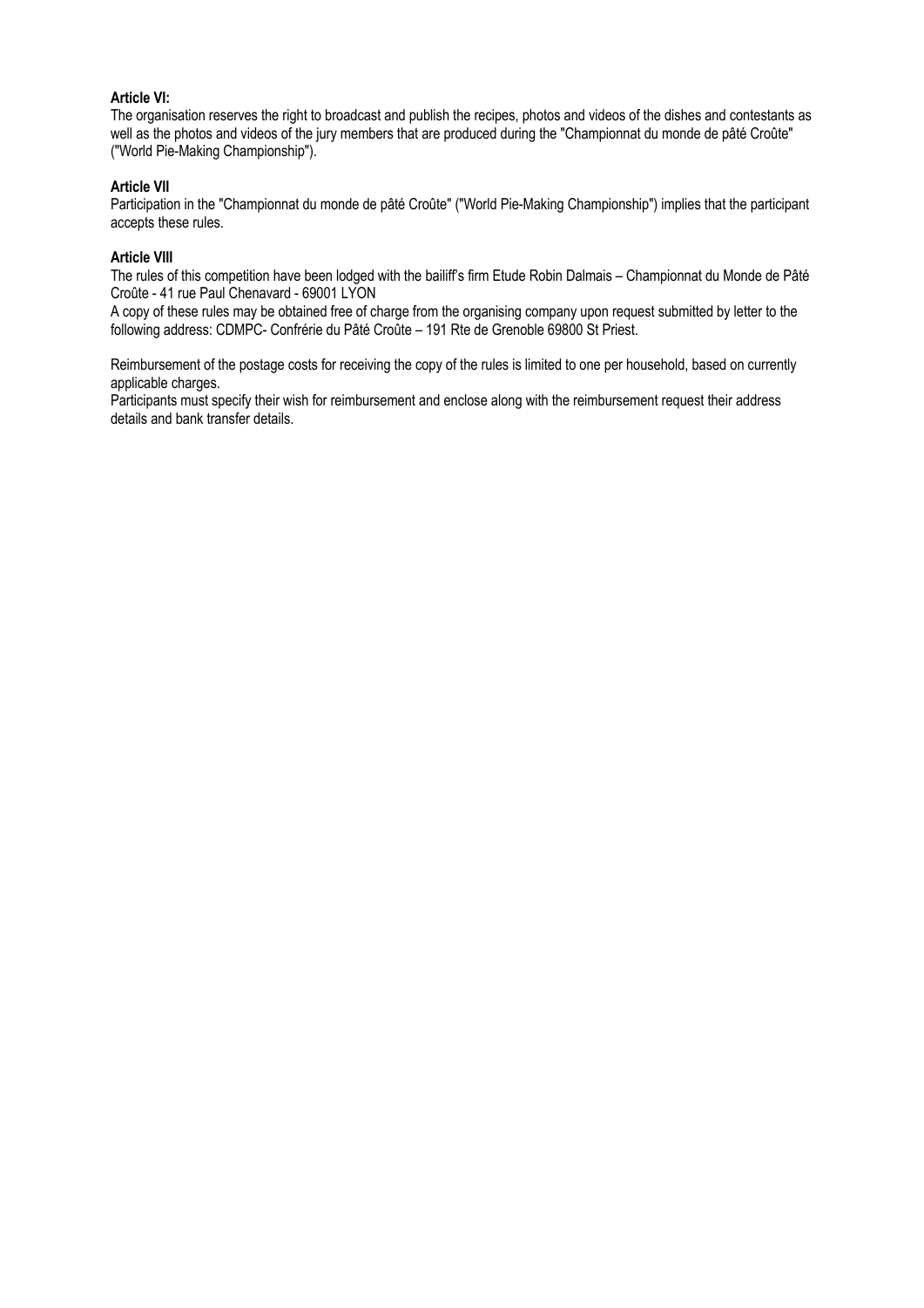**Article VI:**

The organisation reserves the right to broadcast and publish the recipes, photos and videos of the dishes and contestants as well as the photos and videos of the jury members that are produced during the "Championnat du monde de pâté Croûte" ("World Pie-Making Championship").

**Article VII**

Participation in the "Championnat du monde de pâté Croûte" ("World Pie-Making Championship") implies that the participant accepts these rules.

**Article VIII**

The rules of this competition have been lodged with the bailiff's firm Etude Robin Dalmais – Championnat du Monde de Pâté Croûte - 41 rue Paul Chenavard - 69001 LYON

A copy of these rules may be obtained free of charge from the organising company upon request submitted by letter to the following address: CDMPC- Confrérie du Pâté Croûte – 191 Rte de Grenoble 69800 St Priest.

Reimbursement of the postage costs for receiving the copy of the rules is limited to one per household, based on currently applicable charges.

Participants must specify their wish for reimbursement and enclose along with the reimbursement request their address details and bank transfer details.